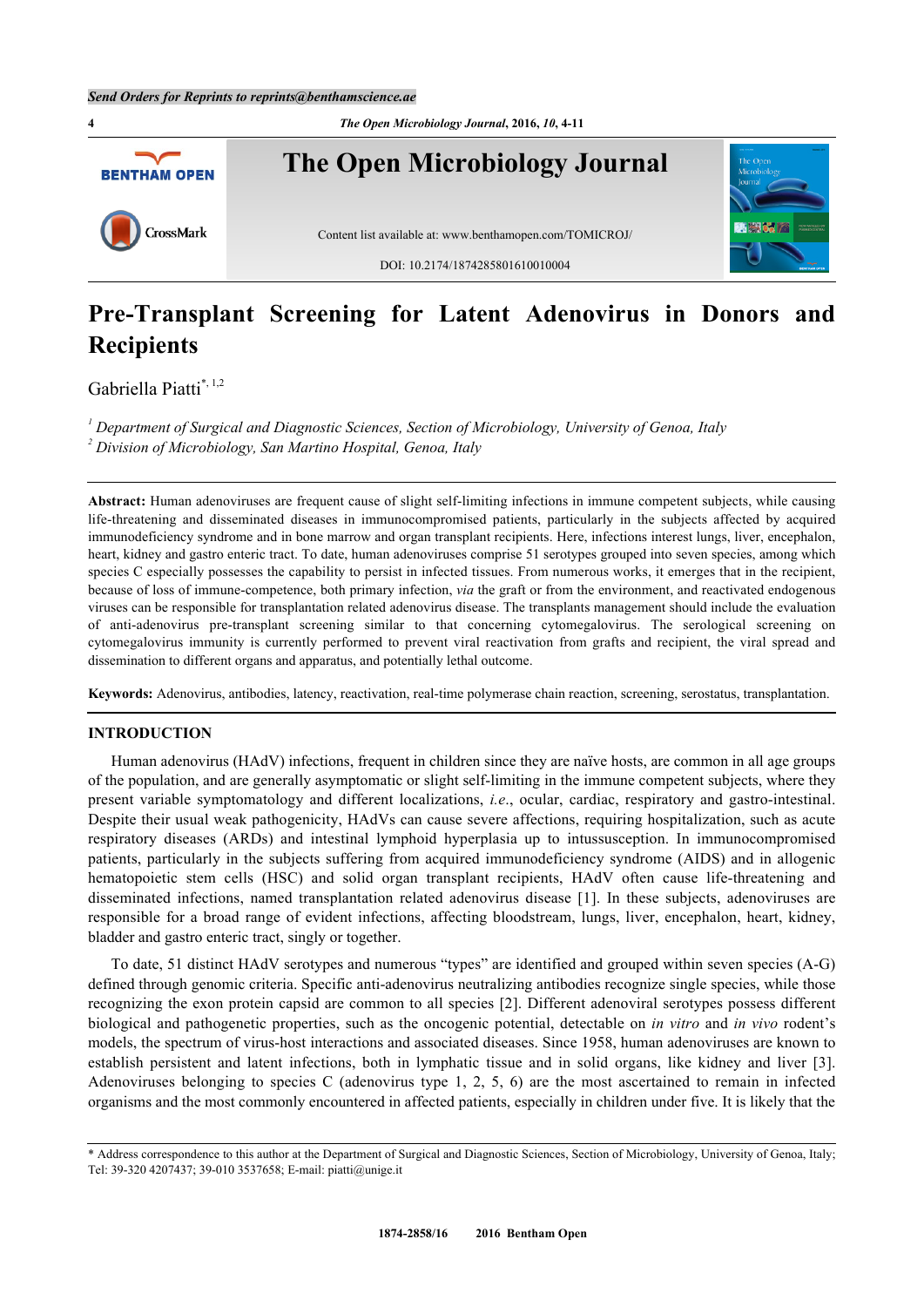# Pre-Transplant Screening for Latent Adenovirus in Donors and Recipients

Gabriella Piatti[*, 1,2]

[1] *Department of Surgical and Diagnostic Sciences, Section of Microbiology, University of Genoa, Italy*
[2] *Division of Microbiology, San Martino Hospital, Genoa, Italy*

**Abstract:** Human adenoviruses are frequent cause of slight self-limiting infections in immune competent subjects, while causing life-threatening and disseminated diseases in immunocompromised patients, particularly in the subjects affected by acquired immunodeficiency syndrome and in bone marrow and organ transplant recipients. Here, infections interest lungs, liver, encephalon, heart, kidney and gastro enteric tract. To date, human adenoviruses comprise 51 serotypes grouped into seven species, among which species C especially possesses the capability to persist in infected tissues. From numerous works, it emerges that in the recipient, because of loss of immune-competence, both primary infection, *via* the graft or from the environment, and reactivated endogenous viruses can be responsible for transplantation related adenovirus disease. The transplants management should include the evaluation of anti-adenovirus pre-transplant screening similar to that concerning cytomegalovirus. The serological screening on cytomegalovirus immunity is currently performed to prevent viral reactivation from grafts and recipient, the viral spread and dissemination to different organs and apparatus, and potentially lethal outcome.

**Keywords:** Adenovirus, antibodies, latency, reactivation, real-time polymerase chain reaction, screening, serostatus, transplantation.

## INTRODUCTION

Human adenovirus (HAdV) infections, frequent in children since they are naïve hosts, are common in all age groups of the population, and are generally asymptomatic or slight self-limiting in the immune competent subjects, where they present variable symptomatology and different localizations, *i.e.*, ocular, cardiac, respiratory and gastro-intestinal. Despite their usual weak pathogenicity, HAdVs can cause severe affections, requiring hospitalization, such as acute respiratory diseases (ARDs) and intestinal lymphoid hyperplasia up to intussusception. In immunocompromised patients, particularly in the subjects suffering from acquired immunodeficiency syndrome (AIDS) and in allogenic hematopoietic stem cells (HSC) and solid organ transplant recipients, HAdV often cause life-threatening and disseminated infections, named transplantation related adenovirus disease [1]. In these subjects, adenoviruses are responsible for a broad range of evident infections, affecting bloodstream, lungs, liver, encephalon, heart, kidney, bladder and gastro enteric tract, singly or together.

To date, 51 distinct HAdV serotypes and numerous "types" are identified and grouped within seven species (A-G) defined through genomic criteria. Specific anti-adenovirus neutralizing antibodies recognize single species, while those recognizing the exon protein capsid are common to all species [2]. Different adenoviral serotypes possess different biological and pathogenetic properties, such as the oncogenic potential, detectable on *in vitro* and *in vivo* rodent's models, the spectrum of virus-host interactions and associated diseases. Since 1958, human adenoviruses are known to establish persistent and latent infections, both in lymphatic tissue and in solid organs, like kidney and liver [3]. Adenoviruses belonging to species C (adenovirus type 1, 2, 5, 6) are the most ascertained to remain in infected organisms and the most commonly encountered in affected patients, especially in children under five. It is likely that the

\* Address correspondence to this author at the Department of Surgical and Diagnostic Sciences, Section of Microbiology, University of Genoa, Italy; Tel: 39-320 4207437; 39-010 3537658; E-mail: piatti@unige.it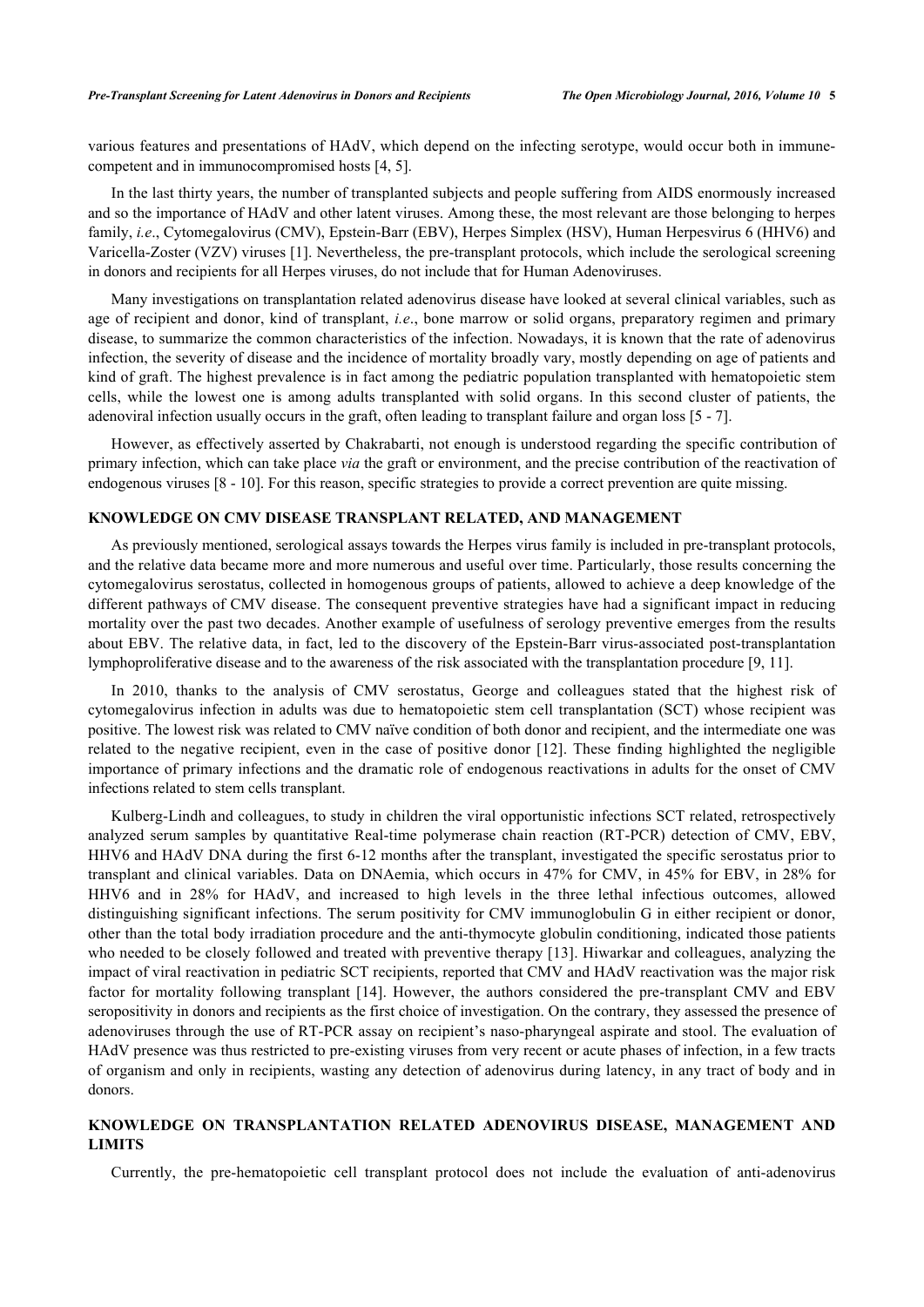various features and presentations of HAdV, which depend on the infecting serotype, would occur both in immune-competent and in immunocompromised hosts [4, 5].

In the last thirty years, the number of transplanted subjects and people suffering from AIDS enormously increased and so the importance of HAdV and other latent viruses. Among these, the most relevant are those belonging to herpes family, *i.e*., Cytomegalovirus (CMV), Epstein-Barr (EBV), Herpes Simplex (HSV), Human Herpesvirus 6 (HHV6) and Varicella-Zoster (VZV) viruses [1]. Nevertheless, the pre-transplant protocols, which include the serological screening in donors and recipients for all Herpes viruses, do not include that for Human Adenoviruses.

Many investigations on transplantation related adenovirus disease have looked at several clinical variables, such as age of recipient and donor, kind of transplant, *i.e*., bone marrow or solid organs, preparatory regimen and primary disease, to summarize the common characteristics of the infection. Nowadays, it is known that the rate of adenovirus infection, the severity of disease and the incidence of mortality broadly vary, mostly depending on age of patients and kind of graft. The highest prevalence is in fact among the pediatric population transplanted with hematopoietic stem cells, while the lowest one is among adults transplanted with solid organs. In this second cluster of patients, the adenoviral infection usually occurs in the graft, often leading to transplant failure and organ loss [5 - 7].

However, as effectively asserted by Chakrabarti, not enough is understood regarding the specific contribution of primary infection, which can take place *via* the graft or environment, and the precise contribution of the reactivation of endogenous viruses [8 - 10]. For this reason, specific strategies to provide a correct prevention are quite missing.

## KNOWLEDGE ON CMV DISEASE TRANSPLANT RELATED, AND MANAGEMENT

As previously mentioned, serological assays towards the Herpes virus family is included in pre-transplant protocols, and the relative data became more and more numerous and useful over time. Particularly, those results concerning the cytomegalovirus serostatus, collected in homogenous groups of patients, allowed to achieve a deep knowledge of the different pathways of CMV disease. The consequent preventive strategies have had a significant impact in reducing mortality over the past two decades. Another example of usefulness of serology preventive emerges from the results about EBV. The relative data, in fact, led to the discovery of the Epstein-Barr virus-associated post-transplantation lymphoproliferative disease and to the awareness of the risk associated with the transplantation procedure [9, 11].

In 2010, thanks to the analysis of CMV serostatus, George and colleagues stated that the highest risk of cytomegalovirus infection in adults was due to hematopoietic stem cell transplantation (SCT) whose recipient was positive. The lowest risk was related to CMV naïve condition of both donor and recipient, and the intermediate one was related to the negative recipient, even in the case of positive donor [12]. These finding highlighted the negligible importance of primary infections and the dramatic role of endogenous reactivations in adults for the onset of CMV infections related to stem cells transplant.

Kulberg-Lindh and colleagues, to study in children the viral opportunistic infections SCT related, retrospectively analyzed serum samples by quantitative Real-time polymerase chain reaction (RT-PCR) detection of CMV, EBV, HHV6 and HAdV DNA during the first 6-12 months after the transplant, investigated the specific serostatus prior to transplant and clinical variables. Data on DNAemia, which occurs in 47% for CMV, in 45% for EBV, in 28% for HHV6 and in 28% for HAdV, and increased to high levels in the three lethal infectious outcomes, allowed distinguishing significant infections. The serum positivity for CMV immunoglobulin G in either recipient or donor, other than the total body irradiation procedure and the anti-thymocyte globulin conditioning, indicated those patients who needed to be closely followed and treated with preventive therapy [13]. Hiwarkar and colleagues, analyzing the impact of viral reactivation in pediatric SCT recipients, reported that CMV and HAdV reactivation was the major risk factor for mortality following transplant [14]. However, the authors considered the pre-transplant CMV and EBV seropositivity in donors and recipients as the first choice of investigation. On the contrary, they assessed the presence of adenoviruses through the use of RT-PCR assay on recipient's naso-pharyngeal aspirate and stool. The evaluation of HAdV presence was thus restricted to pre-existing viruses from very recent or acute phases of infection, in a few tracts of organism and only in recipients, wasting any detection of adenovirus during latency, in any tract of body and in donors.

## KNOWLEDGE ON TRANSPLANTATION RELATED ADENOVIRUS DISEASE, MANAGEMENT AND LIMITS

Currently, the pre-hematopoietic cell transplant protocol does not include the evaluation of anti-adenovirus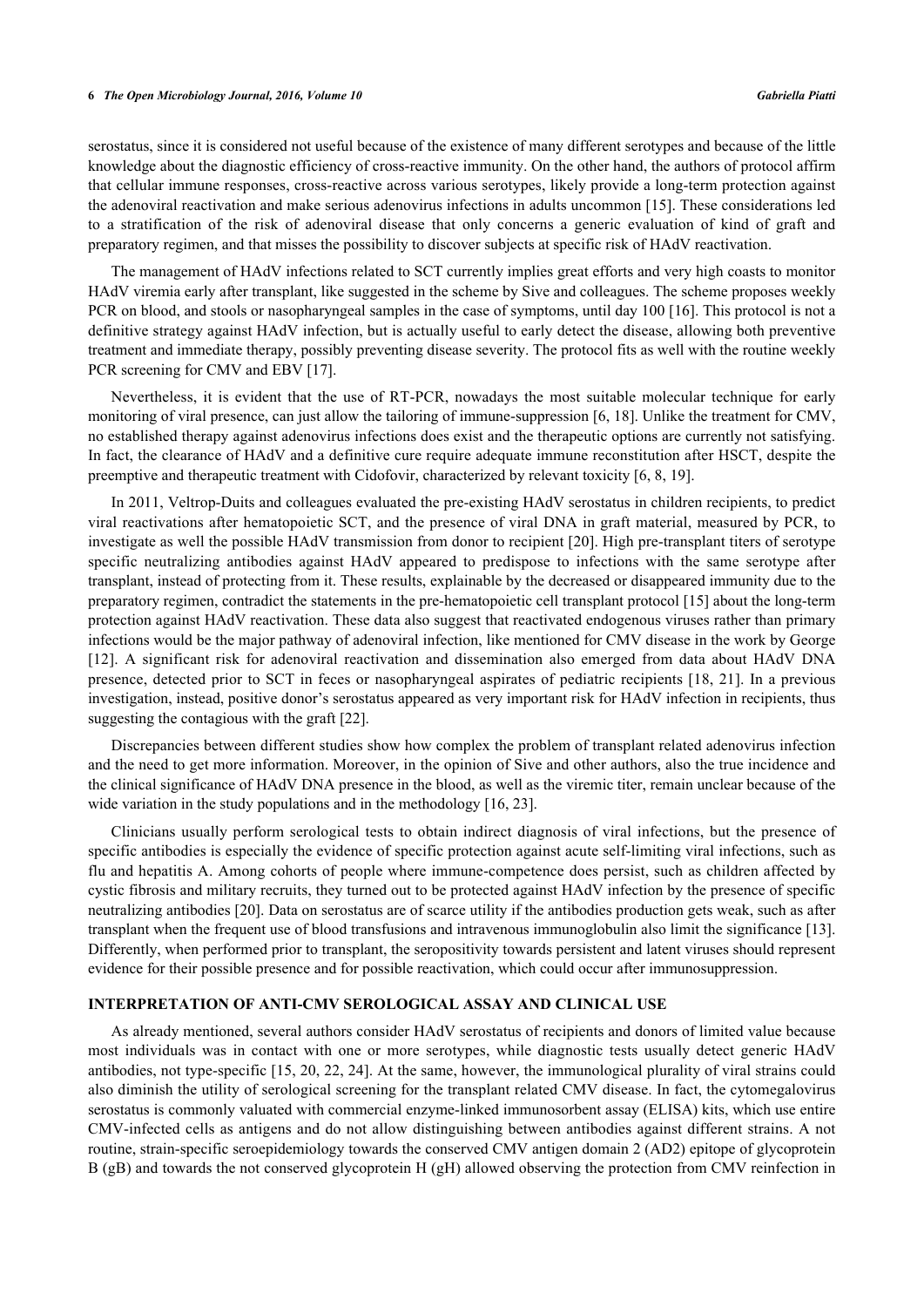serostatus, since it is considered not useful because of the existence of many different serotypes and because of the little knowledge about the diagnostic efficiency of cross-reactive immunity. On the other hand, the authors of protocol affirm that cellular immune responses, cross-reactive across various serotypes, likely provide a long-term protection against the adenoviral reactivation and make serious adenovirus infections in adults uncommon [15]. These considerations led to a stratification of the risk of adenoviral disease that only concerns a generic evaluation of kind of graft and preparatory regimen, and that misses the possibility to discover subjects at specific risk of HAdV reactivation.

The management of HAdV infections related to SCT currently implies great efforts and very high coasts to monitor HAdV viremia early after transplant, like suggested in the scheme by Sive and colleagues. The scheme proposes weekly PCR on blood, and stools or nasopharyngeal samples in the case of symptoms, until day 100 [16]. This protocol is not a definitive strategy against HAdV infection, but is actually useful to early detect the disease, allowing both preventive treatment and immediate therapy, possibly preventing disease severity. The protocol fits as well with the routine weekly PCR screening for CMV and EBV [17].

Nevertheless, it is evident that the use of RT-PCR, nowadays the most suitable molecular technique for early monitoring of viral presence, can just allow the tailoring of immune-suppression [6, 18]. Unlike the treatment for CMV, no established therapy against adenovirus infections does exist and the therapeutic options are currently not satisfying. In fact, the clearance of HAdV and a definitive cure require adequate immune reconstitution after HSCT, despite the preemptive and therapeutic treatment with Cidofovir, characterized by relevant toxicity [6, 8, 19].

In 2011, Veltrop-Duits and colleagues evaluated the pre-existing HAdV serostatus in children recipients, to predict viral reactivations after hematopoietic SCT, and the presence of viral DNA in graft material, measured by PCR, to investigate as well the possible HAdV transmission from donor to recipient [20]. High pre-transplant titers of serotype specific neutralizing antibodies against HAdV appeared to predispose to infections with the same serotype after transplant, instead of protecting from it. These results, explainable by the decreased or disappeared immunity due to the preparatory regimen, contradict the statements in the pre-hematopoietic cell transplant protocol [15] about the long-term protection against HAdV reactivation. These data also suggest that reactivated endogenous viruses rather than primary infections would be the major pathway of adenoviral infection, like mentioned for CMV disease in the work by George [12]. A significant risk for adenoviral reactivation and dissemination also emerged from data about HAdV DNA presence, detected prior to SCT in feces or nasopharyngeal aspirates of pediatric recipients [18, 21]. In a previous investigation, instead, positive donor's serostatus appeared as very important risk for HAdV infection in recipients, thus suggesting the contagious with the graft [22].

Discrepancies between different studies show how complex the problem of transplant related adenovirus infection and the need to get more information. Moreover, in the opinion of Sive and other authors, also the true incidence and the clinical significance of HAdV DNA presence in the blood, as well as the viremic titer, remain unclear because of the wide variation in the study populations and in the methodology [16, 23].

Clinicians usually perform serological tests to obtain indirect diagnosis of viral infections, but the presence of specific antibodies is especially the evidence of specific protection against acute self-limiting viral infections, such as flu and hepatitis A. Among cohorts of people where immune-competence does persist, such as children affected by cystic fibrosis and military recruits, they turned out to be protected against HAdV infection by the presence of specific neutralizing antibodies [20]. Data on serostatus are of scarce utility if the antibodies production gets weak, such as after transplant when the frequent use of blood transfusions and intravenous immunoglobulin also limit the significance [13]. Differently, when performed prior to transplant, the seropositivity towards persistent and latent viruses should represent evidence for their possible presence and for possible reactivation, which could occur after immunosuppression.

## INTERPRETATION OF ANTI-CMV SEROLOGICAL ASSAY AND CLINICAL USE

As already mentioned, several authors consider HAdV serostatus of recipients and donors of limited value because most individuals was in contact with one or more serotypes, while diagnostic tests usually detect generic HAdV antibodies, not type-specific [15, 20, 22, 24]. At the same, however, the immunological plurality of viral strains could also diminish the utility of serological screening for the transplant related CMV disease. In fact, the cytomegalovirus serostatus is commonly valuated with commercial enzyme-linked immunosorbent assay (ELISA) kits, which use entire CMV-infected cells as antigens and do not allow distinguishing between antibodies against different strains. A not routine, strain-specific seroepidemiology towards the conserved CMV antigen domain 2 (AD2) epitope of glycoprotein B (gB) and towards the not conserved glycoprotein H (gH) allowed observing the protection from CMV reinfection in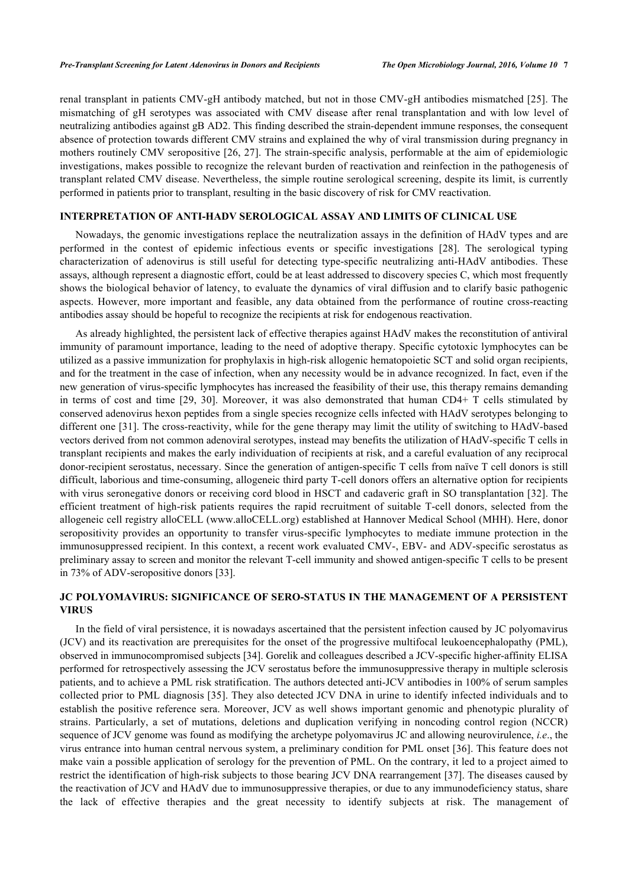renal transplant in patients CMV-gH antibody matched, but not in those CMV-gH antibodies mismatched [25]. The mismatching of gH serotypes was associated with CMV disease after renal transplantation and with low level of neutralizing antibodies against gB AD2. This finding described the strain-dependent immune responses, the consequent absence of protection towards different CMV strains and explained the why of viral transmission during pregnancy in mothers routinely CMV seropositive [26, 27]. The strain-specific analysis, performable at the aim of epidemiologic investigations, makes possible to recognize the relevant burden of reactivation and reinfection in the pathogenesis of transplant related CMV disease. Nevertheless, the simple routine serological screening, despite its limit, is currently performed in patients prior to transplant, resulting in the basic discovery of risk for CMV reactivation.

## INTERPRETATION OF ANTI-HADV SEROLOGICAL ASSAY AND LIMITS OF CLINICAL USE

Nowadays, the genomic investigations replace the neutralization assays in the definition of HAdV types and are performed in the contest of epidemic infectious events or specific investigations [28]. The serological typing characterization of adenovirus is still useful for detecting type-specific neutralizing anti-HAdV antibodies. These assays, although represent a diagnostic effort, could be at least addressed to discovery species C, which most frequently shows the biological behavior of latency, to evaluate the dynamics of viral diffusion and to clarify basic pathogenic aspects. However, more important and feasible, any data obtained from the performance of routine cross-reacting antibodies assay should be hopeful to recognize the recipients at risk for endogenous reactivation.

As already highlighted, the persistent lack of effective therapies against HAdV makes the reconstitution of antiviral immunity of paramount importance, leading to the need of adoptive therapy. Specific cytotoxic lymphocytes can be utilized as a passive immunization for prophylaxis in high-risk allogenic hematopoietic SCT and solid organ recipients, and for the treatment in the case of infection, when any necessity would be in advance recognized. In fact, even if the new generation of virus-specific lymphocytes has increased the feasibility of their use, this therapy remains demanding in terms of cost and time [29, 30]. Moreover, it was also demonstrated that human CD4+ T cells stimulated by conserved adenovirus hexon peptides from a single species recognize cells infected with HAdV serotypes belonging to different one [31]. The cross-reactivity, while for the gene therapy may limit the utility of switching to HAdV-based vectors derived from not common adenoviral serotypes, instead may benefits the utilization of HAdV-specific T cells in transplant recipients and makes the early individuation of recipients at risk, and a careful evaluation of any reciprocal donor-recipient serostatus, necessary. Since the generation of antigen-specific T cells from naïve T cell donors is still difficult, laborious and time-consuming, allogeneic third party T-cell donors offers an alternative option for recipients with virus seronegative donors or receiving cord blood in HSCT and cadaveric graft in SO transplantation [32]. The efficient treatment of high-risk patients requires the rapid recruitment of suitable T-cell donors, selected from the allogeneic cell registry alloCELL (www.alloCELL.org) established at Hannover Medical School (MHH). Here, donor seropositivity provides an opportunity to transfer virus-specific lymphocytes to mediate immune protection in the immunosuppressed recipient. In this context, a recent work evaluated CMV-, EBV- and ADV-specific serostatus as preliminary assay to screen and monitor the relevant T-cell immunity and showed antigen-specific T cells to be present in 73% of ADV-seropositive donors [33].

## JC POLYOMAVIRUS: SIGNIFICANCE OF SERO-STATUS IN THE MANAGEMENT OF A PERSISTENT VIRUS

In the field of viral persistence, it is nowadays ascertained that the persistent infection caused by JC polyomavirus (JCV) and its reactivation are prerequisites for the onset of the progressive multifocal leukoencephalopathy (PML), observed in immunocompromised subjects [34]. Gorelik and colleagues described a JCV-specific higher-affinity ELISA performed for retrospectively assessing the JCV serostatus before the immunosuppressive therapy in multiple sclerosis patients, and to achieve a PML risk stratification. The authors detected anti-JCV antibodies in 100% of serum samples collected prior to PML diagnosis [35]. They also detected JCV DNA in urine to identify infected individuals and to establish the positive reference sera. Moreover, JCV as well shows important genomic and phenotypic plurality of strains. Particularly, a set of mutations, deletions and duplication verifying in noncoding control region (NCCR) sequence of JCV genome was found as modifying the archetype polyomavirus JC and allowing neurovirulence, *i.e*., the virus entrance into human central nervous system, a preliminary condition for PML onset [36]. This feature does not make vain a possible application of serology for the prevention of PML. On the contrary, it led to a project aimed to restrict the identification of high-risk subjects to those bearing JCV DNA rearrangement [37]. The diseases caused by the reactivation of JCV and HAdV due to immunosuppressive therapies, or due to any immunodeficiency status, share the lack of effective therapies and the great necessity to identify subjects at risk. The management of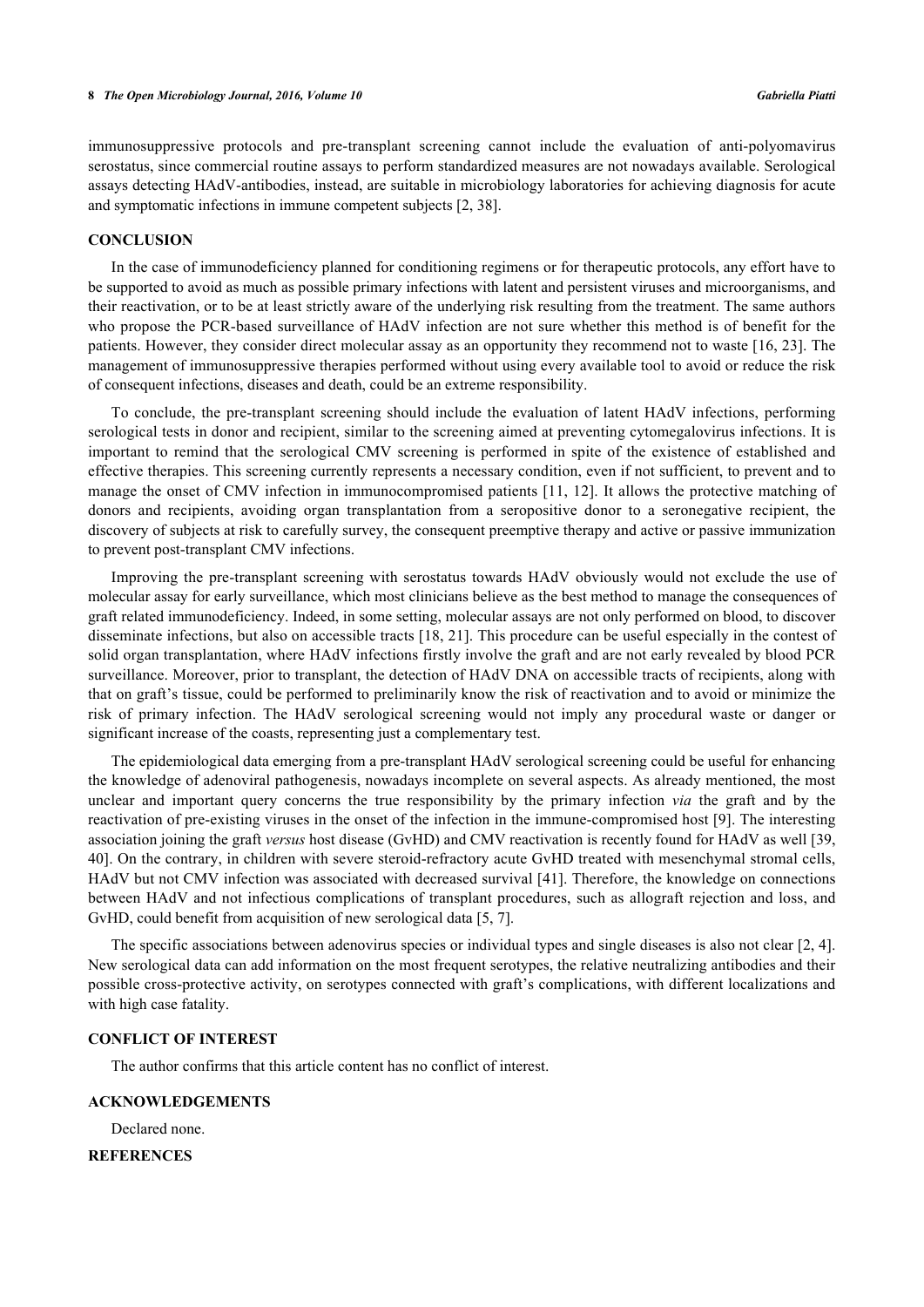immunosuppressive protocols and pre-transplant screening cannot include the evaluation of anti-polyomavirus serostatus, since commercial routine assays to perform standardized measures are not nowadays available. Serological assays detecting HAdV-antibodies, instead, are suitable in microbiology laboratories for achieving diagnosis for acute and symptomatic infections in immune competent subjects [2, 38].

## CONCLUSION

In the case of immunodeficiency planned for conditioning regimens or for therapeutic protocols, any effort have to be supported to avoid as much as possible primary infections with latent and persistent viruses and microorganisms, and their reactivation, or to be at least strictly aware of the underlying risk resulting from the treatment. The same authors who propose the PCR-based surveillance of HAdV infection are not sure whether this method is of benefit for the patients. However, they consider direct molecular assay as an opportunity they recommend not to waste [16, 23]. The management of immunosuppressive therapies performed without using every available tool to avoid or reduce the risk of consequent infections, diseases and death, could be an extreme responsibility.

To conclude, the pre-transplant screening should include the evaluation of latent HAdV infections, performing serological tests in donor and recipient, similar to the screening aimed at preventing cytomegalovirus infections. It is important to remind that the serological CMV screening is performed in spite of the existence of established and effective therapies. This screening currently represents a necessary condition, even if not sufficient, to prevent and to manage the onset of CMV infection in immunocompromised patients [11, 12]. It allows the protective matching of donors and recipients, avoiding organ transplantation from a seropositive donor to a seronegative recipient, the discovery of subjects at risk to carefully survey, the consequent preemptive therapy and active or passive immunization to prevent post-transplant CMV infections.

Improving the pre-transplant screening with serostatus towards HAdV obviously would not exclude the use of molecular assay for early surveillance, which most clinicians believe as the best method to manage the consequences of graft related immunodeficiency. Indeed, in some setting, molecular assays are not only performed on blood, to discover disseminate infections, but also on accessible tracts [18, 21]. This procedure can be useful especially in the contest of solid organ transplantation, where HAdV infections firstly involve the graft and are not early revealed by blood PCR surveillance. Moreover, prior to transplant, the detection of HAdV DNA on accessible tracts of recipients, along with that on graft's tissue, could be performed to preliminarily know the risk of reactivation and to avoid or minimize the risk of primary infection. The HAdV serological screening would not imply any procedural waste or danger or significant increase of the coasts, representing just a complementary test.

The epidemiological data emerging from a pre-transplant HAdV serological screening could be useful for enhancing the knowledge of adenoviral pathogenesis, nowadays incomplete on several aspects. As already mentioned, the most unclear and important query concerns the true responsibility by the primary infection *via* the graft and by the reactivation of pre-existing viruses in the onset of the infection in the immune-compromised host [9]. The interesting association joining the graft *versus* host disease (GvHD) and CMV reactivation is recently found for HAdV as well [39, 40]. On the contrary, in children with severe steroid-refractory acute GvHD treated with mesenchymal stromal cells, HAdV but not CMV infection was associated with decreased survival [41]. Therefore, the knowledge on connections between HAdV and not infectious complications of transplant procedures, such as allograft rejection and loss, and GvHD, could benefit from acquisition of new serological data [5, 7].

The specific associations between adenovirus species or individual types and single diseases is also not clear [2, 4]. New serological data can add information on the most frequent serotypes, the relative neutralizing antibodies and their possible cross-protective activity, on serotypes connected with graft's complications, with different localizations and with high case fatality.

## CONFLICT OF INTEREST

The author confirms that this article content has no conflict of interest.

## ACKNOWLEDGEMENTS

Declared none.

## REFERENCES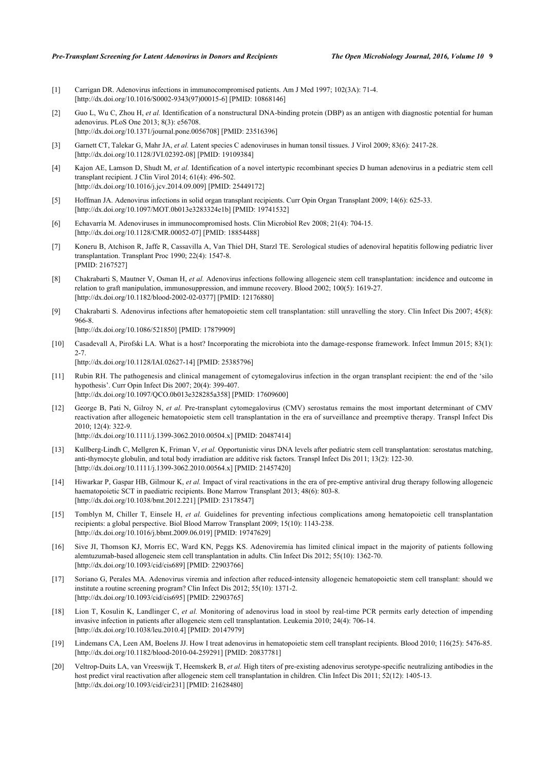[1] Carrigan DR. Adenovirus infections in immunocompromised patients. Am J Med 1997; 102(3A): 71-4. [http://dx.doi.org/10.1016/S0002-9343(97)00015-6] [PMID: 10868146]

[2] Guo L, Wu C, Zhou H, *et al.* Identification of a nonstructural DNA-binding protein (DBP) as an antigen with diagnostic potential for human adenovirus. PLoS One 2013; 8(3): e56708. [http://dx.doi.org/10.1371/journal.pone.0056708] [PMID: 23516396]

[3] Garnett CT, Talekar G, Mahr JA, *et al.* Latent species C adenoviruses in human tonsil tissues. J Virol 2009; 83(6): 2417-28. [http://dx.doi.org/10.1128/JVI.02392-08] [PMID: 19109384]

[4] Kajon AE, Lamson D, Shudt M, *et al.* Identification of a novel intertypic recombinant species D human adenovirus in a pediatric stem cell transplant recipient. J Clin Virol 2014; 61(4): 496-502. [http://dx.doi.org/10.1016/j.jcv.2014.09.009] [PMID: 25449172]

[5] Hoffman JA. Adenovirus infections in solid organ transplant recipients. Curr Opin Organ Transplant 2009; 14(6): 625-33. [http://dx.doi.org/10.1097/MOT.0b013e3283324e1b] [PMID: 19741532]

[6] Echavarría M. Adenoviruses in immunocompromised hosts. Clin Microbiol Rev 2008; 21(4): 704-15. [http://dx.doi.org/10.1128/CMR.00052-07] [PMID: 18854488]

[7] Koneru B, Atchison R, Jaffe R, Cassavilla A, Van Thiel DH, Starzl TE. Serological studies of adenoviral hepatitis following pediatric liver transplantation. Transplant Proc 1990; 22(4): 1547-8. [PMID: 2167527]

[8] Chakrabarti S, Mautner V, Osman H, *et al.* Adenovirus infections following allogeneic stem cell transplantation: incidence and outcome in relation to graft manipulation, immunosuppression, and immune recovery. Blood 2002; 100(5): 1619-27. [http://dx.doi.org/10.1182/blood-2002-02-0377] [PMID: 12176880]

[9] Chakrabarti S. Adenovirus infections after hematopoietic stem cell transplantation: still unravelling the story. Clin Infect Dis 2007; 45(8): 966-8. [http://dx.doi.org/10.1086/521850] [PMID: 17879909]

[10] Casadevall A, Pirofski LA. What is a host? Incorporating the microbiota into the damage-response framework. Infect Immun 2015; 83(1): 2-7. [http://dx.doi.org/10.1128/IAI.02627-14] [PMID: 25385796]

[11] Rubin RH. The pathogenesis and clinical management of cytomegalovirus infection in the organ transplant recipient: the end of the 'silo hypothesis'. Curr Opin Infect Dis 2007; 20(4): 399-407. [http://dx.doi.org/10.1097/QCO.0b013e328285a358] [PMID: 17609600]

[12] George B, Pati N, Gilroy N, *et al.* Pre-transplant cytomegalovirus (CMV) serostatus remains the most important determinant of CMV reactivation after allogeneic hematopoietic stem cell transplantation in the era of surveillance and preemptive therapy. Transpl Infect Dis 2010; 12(4): 322-9. [http://dx.doi.org/10.1111/j.1399-3062.2010.00504.x] [PMID: 20487414]

[13] Kullberg-Lindh C, Mellgren K, Friman V, *et al.* Opportunistic virus DNA levels after pediatric stem cell transplantation: serostatus matching, anti-thymocyte globulin, and total body irradiation are additive risk factors. Transpl Infect Dis 2011; 13(2): 122-30. [http://dx.doi.org/10.1111/j.1399-3062.2010.00564.x] [PMID: 21457420]

[14] Hiwarkar P, Gaspar HB, Gilmour K, *et al.* Impact of viral reactivations in the era of pre-emptive antiviral drug therapy following allogeneic haematopoietic SCT in paediatric recipients. Bone Marrow Transplant 2013; 48(6): 803-8. [http://dx.doi.org/10.1038/bmt.2012.221] [PMID: 23178547]

[15] Tomblyn M, Chiller T, Einsele H, *et al.* Guidelines for preventing infectious complications among hematopoietic cell transplantation recipients: a global perspective. Biol Blood Marrow Transplant 2009; 15(10): 1143-238. [http://dx.doi.org/10.1016/j.bbmt.2009.06.019] [PMID: 19747629]

[16] Sive JI, Thomson KJ, Morris EC, Ward KN, Peggs KS. Adenoviremia has limited clinical impact in the majority of patients following alemtuzumab-based allogeneic stem cell transplantation in adults. Clin Infect Dis 2012; 55(10): 1362-70. [http://dx.doi.org/10.1093/cid/cis689] [PMID: 22903766]

[17] Soriano G, Perales MA. Adenovirus viremia and infection after reduced-intensity allogeneic hematopoietic stem cell transplant: should we institute a routine screening program? Clin Infect Dis 2012; 55(10): 1371-2. [http://dx.doi.org/10.1093/cid/cis695] [PMID: 22903765]

[18] Lion T, Kosulin K, Landlinger C, *et al.* Monitoring of adenovirus load in stool by real-time PCR permits early detection of impending invasive infection in patients after allogeneic stem cell transplantation. Leukemia 2010; 24(4): 706-14. [http://dx.doi.org/10.1038/leu.2010.4] [PMID: 20147979]

[19] Lindemans CA, Leen AM, Boelens JJ. How I treat adenovirus in hematopoietic stem cell transplant recipients. Blood 2010; 116(25): 5476-85. [http://dx.doi.org/10.1182/blood-2010-04-259291] [PMID: 20837781]

[20] Veltrop-Duits LA, van Vreeswijk T, Heemskerk B, *et al.* High titers of pre-existing adenovirus serotype-specific neutralizing antibodies in the host predict viral reactivation after allogeneic stem cell transplantation in children. Clin Infect Dis 2011; 52(12): 1405-13. [http://dx.doi.org/10.1093/cid/cir231] [PMID: 21628480]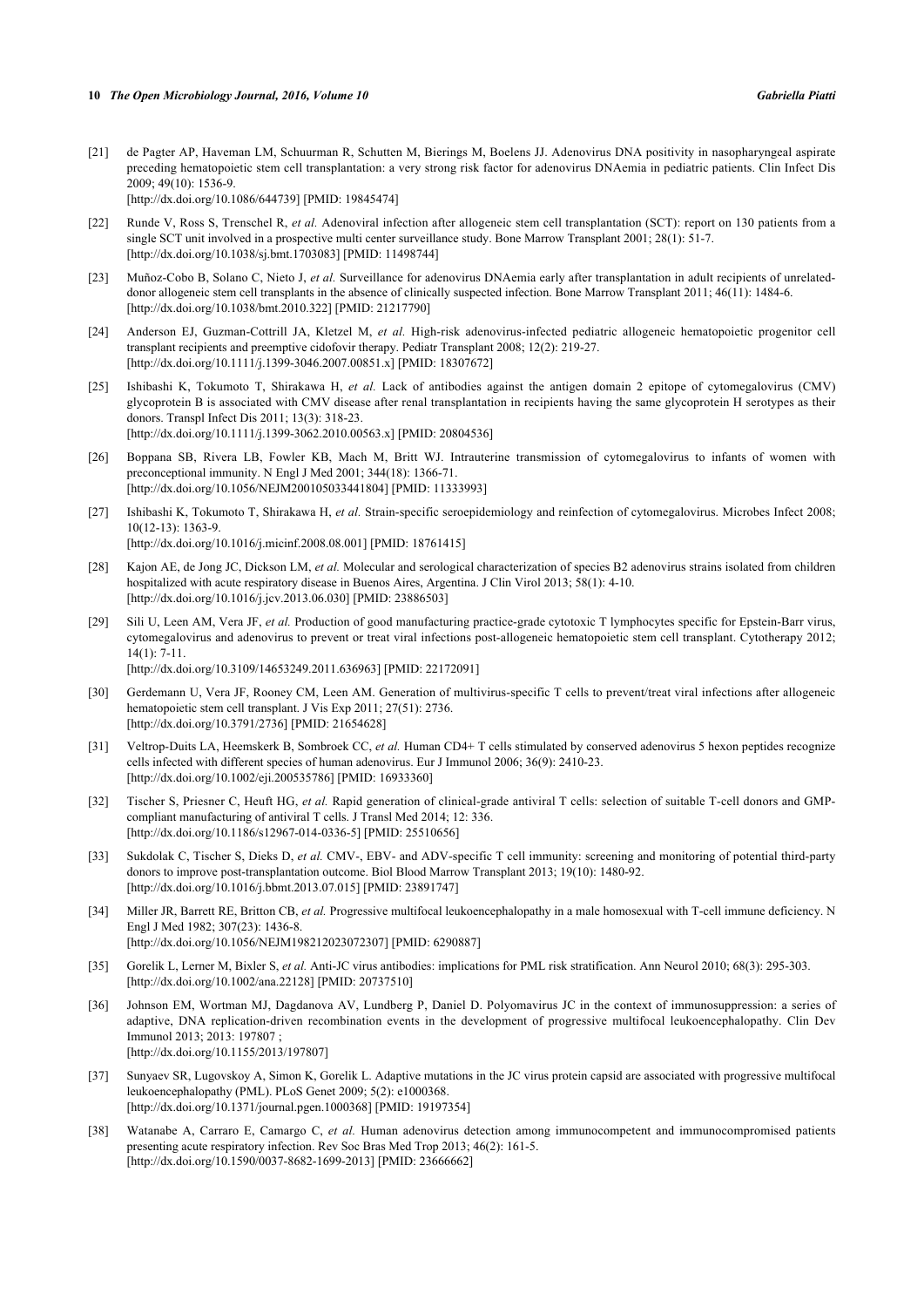[21] de Pagter AP, Haveman LM, Schuurman R, Schutten M, Bierings M, Boelens JJ. Adenovirus DNA positivity in nasopharyngeal aspirate preceding hematopoietic stem cell transplantation: a very strong risk factor for adenovirus DNAemia in pediatric patients. Clin Infect Dis 2009; 49(10): 1536-9.
[http://dx.doi.org/10.1086/644739] [PMID: 19845474]

[22] Runde V, Ross S, Trenschel R, *et al.* Adenoviral infection after allogeneic stem cell transplantation (SCT): report on 130 patients from a single SCT unit involved in a prospective multi center surveillance study. Bone Marrow Transplant 2001; 28(1): 51-7.
[http://dx.doi.org/10.1038/sj.bmt.1703083] [PMID: 11498744]

[23] Muñoz-Cobo B, Solano C, Nieto J, *et al.* Surveillance for adenovirus DNAemia early after transplantation in adult recipients of unrelated-donor allogeneic stem cell transplants in the absence of clinically suspected infection. Bone Marrow Transplant 2011; 46(11): 1484-6.
[http://dx.doi.org/10.1038/bmt.2010.322] [PMID: 21217790]

[24] Anderson EJ, Guzman-Cottrill JA, Kletzel M, *et al.* High-risk adenovirus-infected pediatric allogeneic hematopoietic progenitor cell transplant recipients and preemptive cidofovir therapy. Pediatr Transplant 2008; 12(2): 219-27.
[http://dx.doi.org/10.1111/j.1399-3046.2007.00851.x] [PMID: 18307672]

[25] Ishibashi K, Tokumoto T, Shirakawa H, *et al.* Lack of antibodies against the antigen domain 2 epitope of cytomegalovirus (CMV) glycoprotein B is associated with CMV disease after renal transplantation in recipients having the same glycoprotein H serotypes as their donors. Transpl Infect Dis 2011; 13(3): 318-23.
[http://dx.doi.org/10.1111/j.1399-3062.2010.00563.x] [PMID: 20804536]

[26] Boppana SB, Rivera LB, Fowler KB, Mach M, Britt WJ. Intrauterine transmission of cytomegalovirus to infants of women with preconceptional immunity. N Engl J Med 2001; 344(18): 1366-71.
[http://dx.doi.org/10.1056/NEJM200105033441804] [PMID: 11333993]

[27] Ishibashi K, Tokumoto T, Shirakawa H, *et al.* Strain-specific seroepidemiology and reinfection of cytomegalovirus. Microbes Infect 2008; 10(12-13): 1363-9.
[http://dx.doi.org/10.1016/j.micinf.2008.08.001] [PMID: 18761415]

[28] Kajon AE, de Jong JC, Dickson LM, *et al.* Molecular and serological characterization of species B2 adenovirus strains isolated from children hospitalized with acute respiratory disease in Buenos Aires, Argentina. J Clin Virol 2013; 58(1): 4-10.
[http://dx.doi.org/10.1016/j.jcv.2013.06.030] [PMID: 23886503]

[29] Sili U, Leen AM, Vera JF, *et al.* Production of good manufacturing practice-grade cytotoxic T lymphocytes specific for Epstein-Barr virus, cytomegalovirus and adenovirus to prevent or treat viral infections post-allogeneic hematopoietic stem cell transplant. Cytotherapy 2012; 14(1): 7-11.
[http://dx.doi.org/10.3109/14653249.2011.636963] [PMID: 22172091]

[30] Gerdemann U, Vera JF, Rooney CM, Leen AM. Generation of multivirus-specific T cells to prevent/treat viral infections after allogeneic hematopoietic stem cell transplant. J Vis Exp 2011; 27(51): 2736.
[http://dx.doi.org/10.3791/2736] [PMID: 21654628]

[31] Veltrop-Duits LA, Heemskerk B, Sombroek CC, *et al.* Human CD4+ T cells stimulated by conserved adenovirus 5 hexon peptides recognize cells infected with different species of human adenovirus. Eur J Immunol 2006; 36(9): 2410-23.
[http://dx.doi.org/10.1002/eji.200535786] [PMID: 16933360]

[32] Tischer S, Priesner C, Heuft HG, *et al.* Rapid generation of clinical-grade antiviral T cells: selection of suitable T-cell donors and GMP-compliant manufacturing of antiviral T cells. J Transl Med 2014; 12: 336.
[http://dx.doi.org/10.1186/s12967-014-0336-5] [PMID: 25510656]

[33] Sukdolak C, Tischer S, Dieks D, *et al.* CMV-, EBV- and ADV-specific T cell immunity: screening and monitoring of potential third-party donors to improve post-transplantation outcome. Biol Blood Marrow Transplant 2013; 19(10): 1480-92.
[http://dx.doi.org/10.1016/j.bbmt.2013.07.015] [PMID: 23891747]

[34] Miller JR, Barrett RE, Britton CB, *et al.* Progressive multifocal leukoencephalopathy in a male homosexual with T-cell immune deficiency. N Engl J Med 1982; 307(23): 1436-8.
[http://dx.doi.org/10.1056/NEJM198212023072307] [PMID: 6290887]

[35] Gorelik L, Lerner M, Bixler S, *et al.* Anti-JC virus antibodies: implications for PML risk stratification. Ann Neurol 2010; 68(3): 295-303.
[http://dx.doi.org/10.1002/ana.22128] [PMID: 20737510]

[36] Johnson EM, Wortman MJ, Dagdanova AV, Lundberg P, Daniel D. Polyomavirus JC in the context of immunosuppression: a series of adaptive, DNA replication-driven recombination events in the development of progressive multifocal leukoencephalopathy. Clin Dev Immunol 2013; 2013: 197807 ;
[http://dx.doi.org/10.1155/2013/197807]

[37] Sunyaev SR, Lugovskoy A, Simon K, Gorelik L. Adaptive mutations in the JC virus protein capsid are associated with progressive multifocal leukoencephalopathy (PML). PLoS Genet 2009; 5(2): e1000368.
[http://dx.doi.org/10.1371/journal.pgen.1000368] [PMID: 19197354]

[38] Watanabe A, Carraro E, Camargo C, *et al.* Human adenovirus detection among immunocompetent and immunocompromised patients presenting acute respiratory infection. Rev Soc Bras Med Trop 2013; 46(2): 161-5.
[http://dx.doi.org/10.1590/0037-8682-1699-2013] [PMID: 23666662]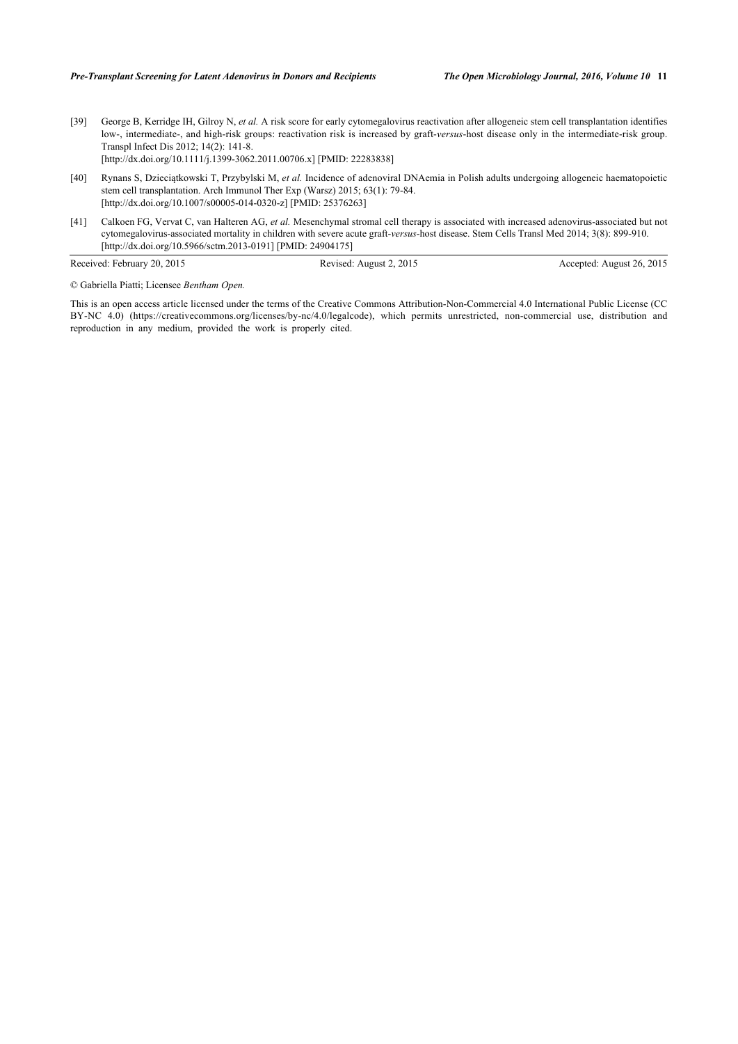[39] George B, Kerridge IH, Gilroy N, *et al.* A risk score for early cytomegalovirus reactivation after allogeneic stem cell transplantation identifies low-, intermediate-, and high-risk groups: reactivation risk is increased by graft-*versus*-host disease only in the intermediate-risk group. Transpl Infect Dis 2012; 14(2): 141-8.
[http://dx.doi.org/10.1111/j.1399-3062.2011.00706.x] [PMID: 22283838]

[40] Rynans S, Dzieciątkowski T, Przybylski M, *et al.* Incidence of adenoviral DNAemia in Polish adults undergoing allogeneic haematopoietic stem cell transplantation. Arch Immunol Ther Exp (Warsz) 2015; 63(1): 79-84.
[http://dx.doi.org/10.1007/s00005-014-0320-z] [PMID: 25376263]

[41] Calkoen FG, Vervat C, van Halteren AG, *et al.* Mesenchymal stromal cell therapy is associated with increased adenovirus-associated but not cytomegalovirus-associated mortality in children with severe acute graft-*versus*-host disease. Stem Cells Transl Med 2014; 3(8): 899-910.
[http://dx.doi.org/10.5966/sctm.2013-0191] [PMID: 24904175]

Received: February 20, 2015 Revised: August 2, 2015 Accepted: August 26, 2015

© Gabriella Piatti; Licensee *Bentham Open.*

This is an open access article licensed under the terms of the Creative Commons Attribution-Non-Commercial 4.0 International Public License (CC BY-NC 4.0) (https://creativecommons.org/licenses/by-nc/4.0/legalcode), which permits unrestricted, non-commercial use, distribution and reproduction in any medium, provided the work is properly cited.